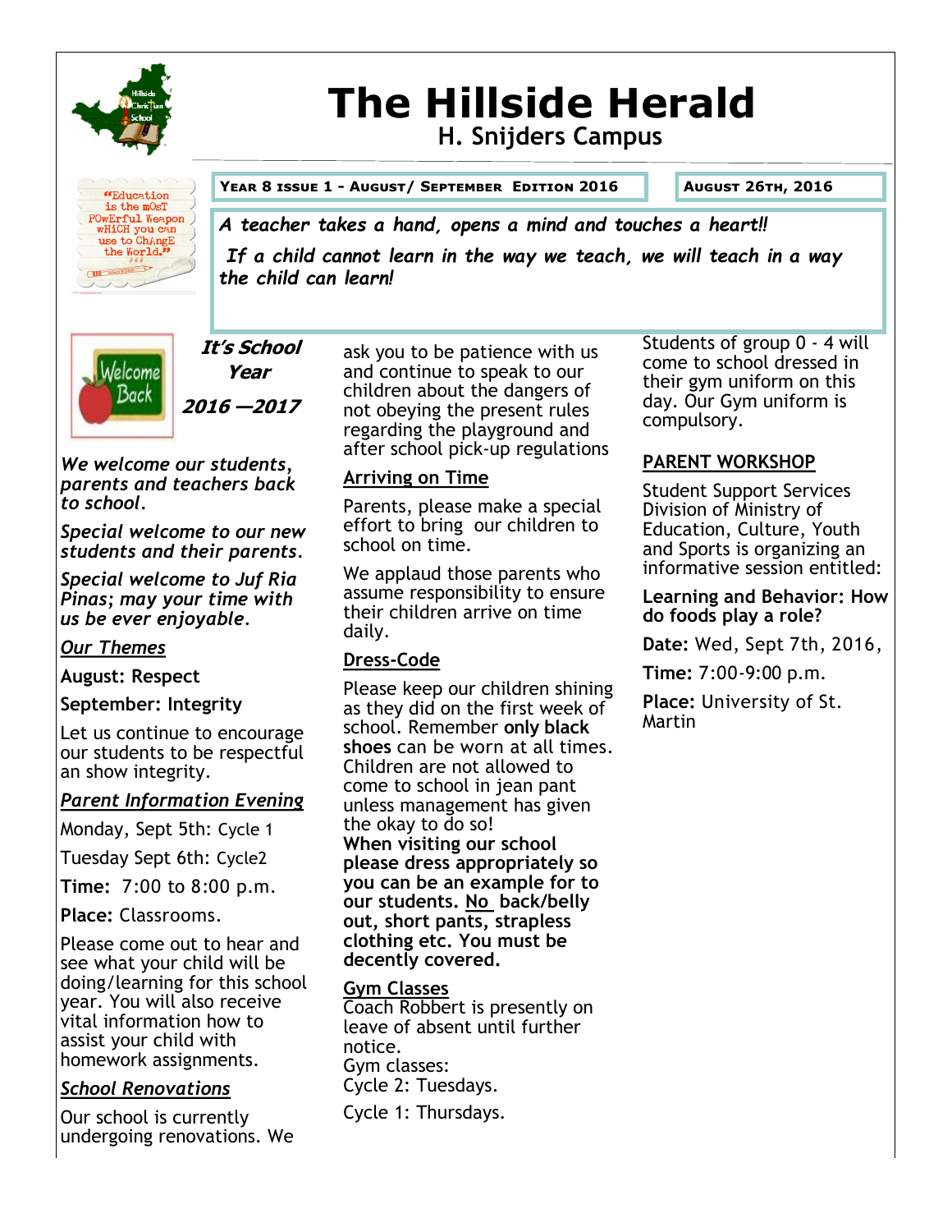# The Hillside Herald

## H. Snijders Campus

"Education is the mOsT POwErful Weapon wHiCH you can use to ChAngE the World."

**Year 8 issue 1 - August/ September Edition 2016** | **August 26th, 2016**

***A teacher takes a hand, opens a mind and touches a heart!!***

***If a child cannot learn in the way we teach, we will teach in a way the child can learn!***

Welcome Back

***It's School Year***

***2016 —2017***

***We welcome our students, parents and teachers back to school.***

***Special welcome to our new students and their parents.***

***Special welcome to Juf Ria Pinas; may your time with us be ever enjoyable.***

***Our Themes***

**August: Respect**

**September: Integrity**

Let us continue to encourage our students to be respectful an show integrity.

***Parent Information Evening***

Monday, Sept 5th: Cycle 1

Tuesday Sept 6th: Cycle2

**Time:** 7:00 to 8:00 p.m.

**Place:** Classrooms.

Please come out to hear and see what your child will be doing/learning for this school year. You will also receive vital information how to assist your child with homework assignments.

***School Renovations***

Our school is currently undergoing renovations. We ask you to be patience with us and continue to speak to our children about the dangers of not obeying the present rules regarding the playground and after school pick-up regulations

**Arriving on Time**

Parents, please make a special effort to bring our children to school on time.

We applaud those parents who assume responsibility to ensure their children arrive on time daily.

**Dress-Code**

Please keep our children shining as they did on the first week of school. Remember **only black shoes** can be worn at all times. Children are not allowed to come to school in jean pant unless management has given the okay to do so!
**When visiting our school please dress appropriately so you can be an example for to our students. No back/belly out, short pants, strapless clothing etc. You must be decently covered.**

**Gym Classes**

Coach Robbert is presently on leave of absent until further notice.
Gym classes:
Cycle 2: Tuesdays.

Cycle 1: Thursdays.

Students of group 0 - 4 will come to school dressed in their gym uniform on this day. Our Gym uniform is compulsory.

**PARENT WORKSHOP**

Student Support Services Division of Ministry of Education, Culture, Youth and Sports is organizing an informative session entitled:

**Learning and Behavior: How do foods play a role?**

**Date:** Wed, Sept 7th, 2016,

**Time:** 7:00-9:00 p.m.

**Place:** University of St. Martin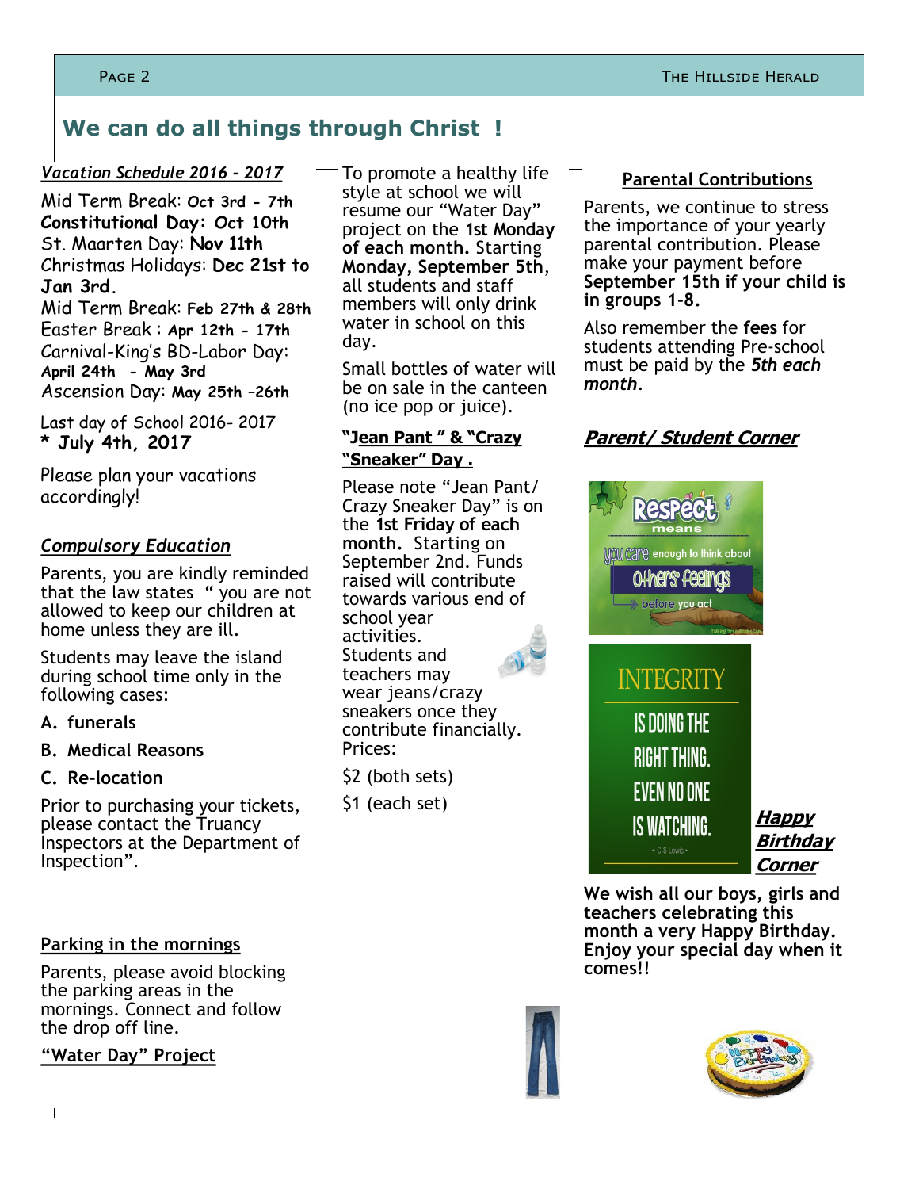## We can do all things through Christ !

***Vacation Schedule 2016 - 2017***

Mid Term Break: **Oct 3rd - 7th**
**Constitutional Day: Oct 10th**
St. Maarten Day: **Nov 11th**
Christmas Holidays: **Dec 21st to Jan 3rd.**
Mid Term Break: **Feb 27th & 28th**
Easter Break : **Apr 12th - 17th**
Carnival-King's BD-Labor Day: **April 24th - May 3rd**
Ascension Day: **May 25th –26th**

Last day of School 2016- 2017
**\* July 4th, 2017**

Please plan your vacations accordingly!

***Compulsory Education***

Parents, you are kindly reminded that the law states " you are not allowed to keep our children at home unless they are ill.

Students may leave the island during school time only in the following cases:

A. **funerals**
B. **Medical Reasons**
C. **Re-location**

Prior to purchasing your tickets, please contact the Truancy Inspectors at the Department of Inspection".

**Parking in the mornings**

Parents, please avoid blocking the parking areas in the mornings. Connect and follow the drop off line.

**"Water Day" Project**

To promote a healthy life style at school we will resume our "Water Day" project on the **1st Monday of each month.** Starting **Monday, September 5th**, all students and staff members will only drink water in school on this day.

Small bottles of water will be on sale in the canteen (no ice pop or juice).

**"Jean Pant " & "Crazy "Sneaker" Day .**

Please note "Jean Pant/ Crazy Sneaker Day" is on the **1st Friday of each month.** Starting on September 2nd. Funds raised will contribute towards various end of school year activities. Students and teachers may wear jeans/crazy sneakers once they contribute financially. Prices:

$2 (both sets)

$1 (each set)

**Parental Contributions**

Parents, we continue to stress the importance of your yearly parental contribution. Please make your payment before **September 15th if your child is in groups 1-8.**

Also remember the **fees** for students attending Pre-school must be paid by the ***5th each month***.

***Parent/ Student Corner***

Respect means you care enough to think about others feelings before you act

INTEGRITY IS DOING THE RIGHT THING. EVEN NO ONE IS WATCHING.
~ C.S Lewis ~

***Happy Birthday Corner***

**We wish all our boys, girls and teachers celebrating this month a very Happy Birthday. Enjoy your special day when it comes!!**